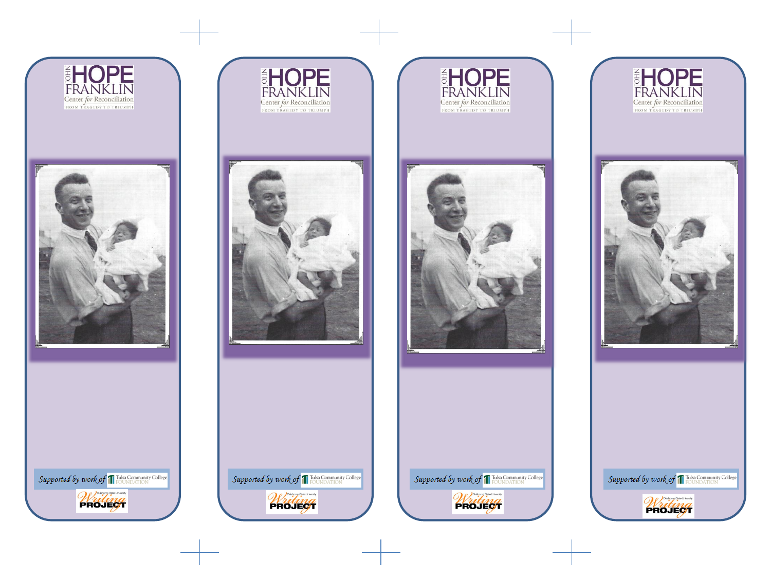JOHN HOPE FRANKLIN
Center for Reconciliation
FROM TRAGEDY TO TRIUMPH

*Supported by work of* Tulsa Community College FOUNDATION

Oklahoma State University Writing PROJECT

JOHN HOPE FRANKLIN
Center for Reconciliation
FROM TRAGEDY TO TRIUMPH

*Supported by work of* Tulsa Community College FOUNDATION

Oklahoma State University Writing PROJECT

JOHN HOPE FRANKLIN
Center for Reconciliation
FROM TRAGEDY TO TRIUMPH

*Supported by work of* Tulsa Community College FOUNDATION

Oklahoma State University Writing PROJECT

JOHN HOPE FRANKLIN
Center for Reconciliation
FROM TRAGEDY TO TRIUMPH

*Supported by work of* Tulsa Community College FOUNDATION

Oklahoma State University Writing PROJECT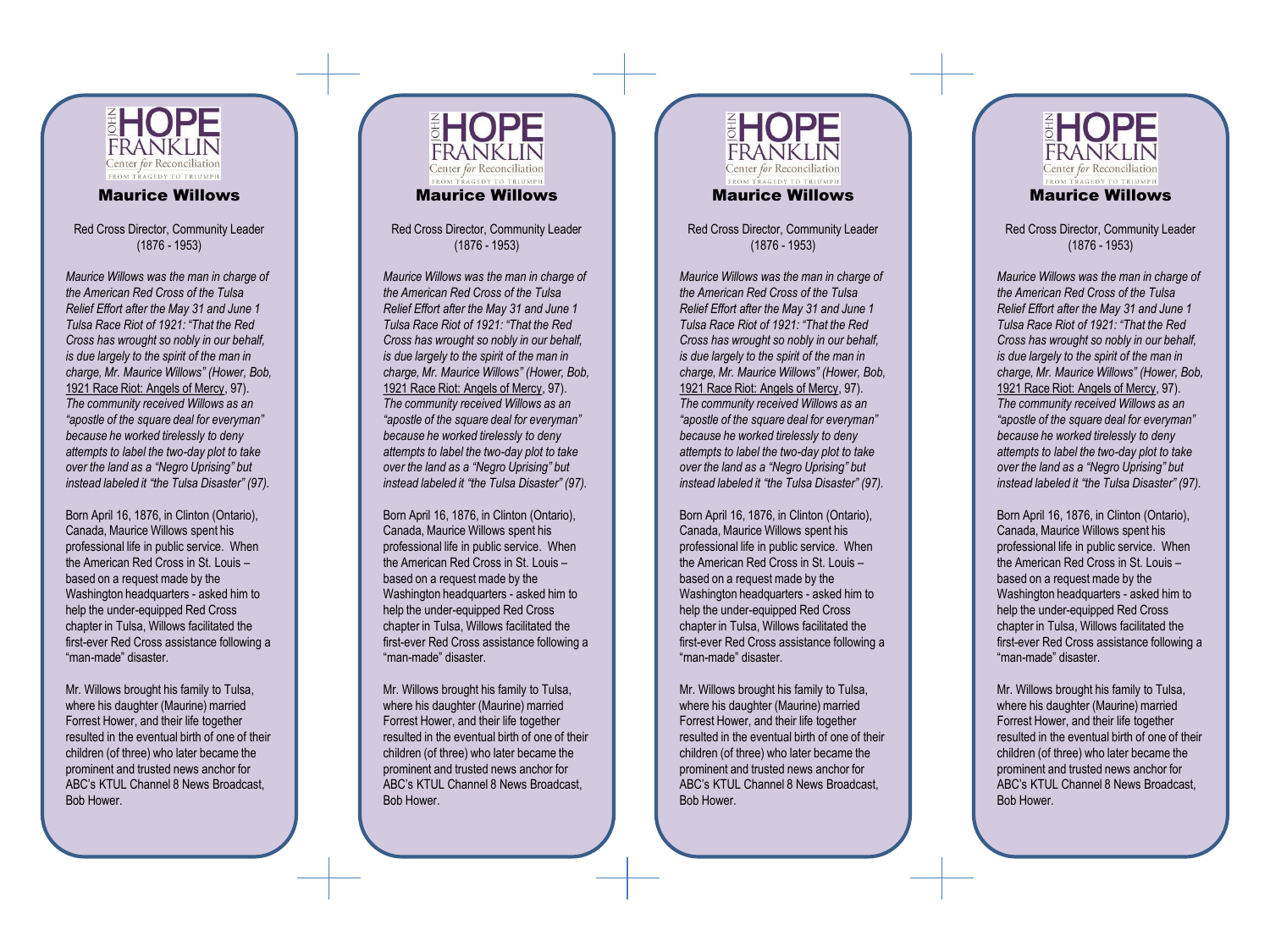JOHN HOPE FRANKLIN
Center for Reconciliation
FROM TRAGEDY TO TRIUMPH

## Maurice Willows

Red Cross Director, Community Leader
(1876 - 1953)

*Maurice Willows was the man in charge of the American Red Cross of the Tulsa Relief Effort after the May 31 and June 1 Tulsa Race Riot of 1921: "That the Red Cross has wrought so nobly in our behalf, is due largely to the spirit of the man in charge, Mr. Maurice Willows" (Hower, Bob,* 1921 Race Riot: Angels of Mercy*, 97). The community received Willows as an "apostle of the square deal for everyman" because he worked tirelessly to deny attempts to label the two-day plot to take over the land as a "Negro Uprising" but instead labeled it "the Tulsa Disaster" (97).*

Born April 16, 1876, in Clinton (Ontario), Canada, Maurice Willows spent his professional life in public service. When the American Red Cross in St. Louis – based on a request made by the Washington headquarters - asked him to help the under-equipped Red Cross chapter in Tulsa, Willows facilitated the first-ever Red Cross assistance following a "man-made" disaster.

Mr. Willows brought his family to Tulsa, where his daughter (Maurine) married Forrest Hower, and their life together resulted in the eventual birth of one of their children (of three) who later became the prominent and trusted news anchor for ABC's KTUL Channel 8 News Broadcast, Bob Hower.

JOHN HOPE FRANKLIN
Center for Reconciliation
FROM TRAGEDY TO TRIUMPH

## Maurice Willows

Red Cross Director, Community Leader
(1876 - 1953)

*Maurice Willows was the man in charge of the American Red Cross of the Tulsa Relief Effort after the May 31 and June 1 Tulsa Race Riot of 1921: "That the Red Cross has wrought so nobly in our behalf, is due largely to the spirit of the man in charge, Mr. Maurice Willows" (Hower, Bob,* 1921 Race Riot: Angels of Mercy*, 97). The community received Willows as an "apostle of the square deal for everyman" because he worked tirelessly to deny attempts to label the two-day plot to take over the land as a "Negro Uprising" but instead labeled it "the Tulsa Disaster" (97).*

Born April 16, 1876, in Clinton (Ontario), Canada, Maurice Willows spent his professional life in public service. When the American Red Cross in St. Louis – based on a request made by the Washington headquarters - asked him to help the under-equipped Red Cross chapter in Tulsa, Willows facilitated the first-ever Red Cross assistance following a "man-made" disaster.

Mr. Willows brought his family to Tulsa, where his daughter (Maurine) married Forrest Hower, and their life together resulted in the eventual birth of one of their children (of three) who later became the prominent and trusted news anchor for ABC's KTUL Channel 8 News Broadcast, Bob Hower.

JOHN HOPE FRANKLIN
Center for Reconciliation
FROM TRAGEDY TO TRIUMPH

## Maurice Willows

Red Cross Director, Community Leader
(1876 - 1953)

*Maurice Willows was the man in charge of the American Red Cross of the Tulsa Relief Effort after the May 31 and June 1 Tulsa Race Riot of 1921: "That the Red Cross has wrought so nobly in our behalf, is due largely to the spirit of the man in charge, Mr. Maurice Willows" (Hower, Bob,* 1921 Race Riot: Angels of Mercy*, 97). The community received Willows as an "apostle of the square deal for everyman" because he worked tirelessly to deny attempts to label the two-day plot to take over the land as a "Negro Uprising" but instead labeled it "the Tulsa Disaster" (97).*

Born April 16, 1876, in Clinton (Ontario), Canada, Maurice Willows spent his professional life in public service. When the American Red Cross in St. Louis – based on a request made by the Washington headquarters - asked him to help the under-equipped Red Cross chapter in Tulsa, Willows facilitated the first-ever Red Cross assistance following a "man-made" disaster.

Mr. Willows brought his family to Tulsa, where his daughter (Maurine) married Forrest Hower, and their life together resulted in the eventual birth of one of their children (of three) who later became the prominent and trusted news anchor for ABC's KTUL Channel 8 News Broadcast, Bob Hower.

JOHN HOPE FRANKLIN
Center for Reconciliation
FROM TRAGEDY TO TRIUMPH

## Maurice Willows

Red Cross Director, Community Leader
(1876 - 1953)

*Maurice Willows was the man in charge of the American Red Cross of the Tulsa Relief Effort after the May 31 and June 1 Tulsa Race Riot of 1921: "That the Red Cross has wrought so nobly in our behalf, is due largely to the spirit of the man in charge, Mr. Maurice Willows" (Hower, Bob,* 1921 Race Riot: Angels of Mercy*, 97). The community received Willows as an "apostle of the square deal for everyman" because he worked tirelessly to deny attempts to label the two-day plot to take over the land as a "Negro Uprising" but instead labeled it "the Tulsa Disaster" (97).*

Born April 16, 1876, in Clinton (Ontario), Canada, Maurice Willows spent his professional life in public service. When the American Red Cross in St. Louis – based on a request made by the Washington headquarters - asked him to help the under-equipped Red Cross chapter in Tulsa, Willows facilitated the first-ever Red Cross assistance following a "man-made" disaster.

Mr. Willows brought his family to Tulsa, where his daughter (Maurine) married Forrest Hower, and their life together resulted in the eventual birth of one of their children (of three) who later became the prominent and trusted news anchor for ABC's KTUL Channel 8 News Broadcast, Bob Hower.